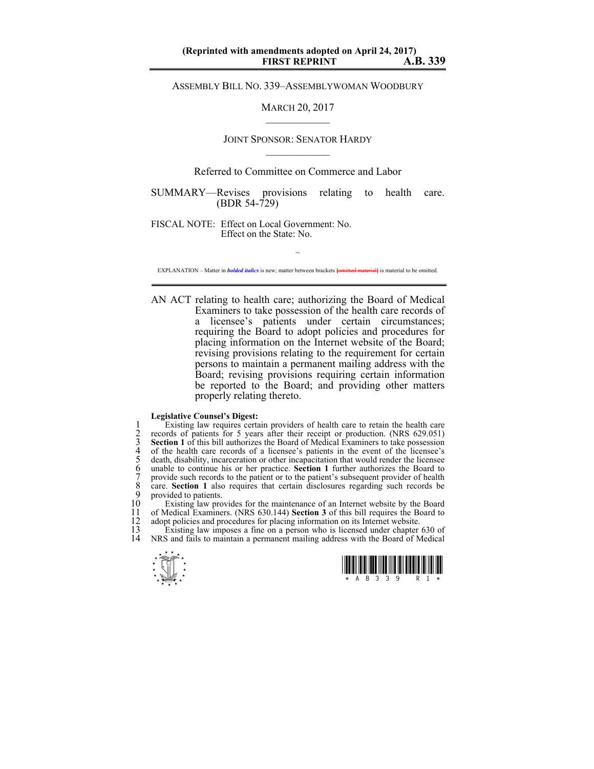(Reprinted with amendments adopted on April 24, 2017)
**FIRST REPRINT** **A.B. 339**

ASSEMBLY BILL NO. 339–ASSEMBLYWOMAN WOODBURY

MARCH 20, 2017

JOINT SPONSOR: SENATOR HARDY

Referred to Committee on Commerce and Labor

SUMMARY—Revises provisions relating to health care. (BDR 54-729)

FISCAL NOTE: Effect on Local Government: No.
Effect on the State: No.

~

EXPLANATION – Matter in ***bolded italics*** is new; matter between brackets [omitted material] is material to be omitted.

AN ACT relating to health care; authorizing the Board of Medical Examiners to take possession of the health care records of a licensee's patients under certain circumstances; requiring the Board to adopt policies and procedures for placing information on the Internet website of the Board; revising provisions relating to the requirement for certain persons to maintain a permanent mailing address with the Board; revising provisions requiring certain information be reported to the Board; and providing other matters properly relating thereto.

**Legislative Counsel's Digest:**

1 Existing law requires certain providers of health care to retain the health care
2 records of patients for 5 years after their receipt or production. (NRS 629.051)
3 **Section 1** of this bill authorizes the Board of Medical Examiners to take possession
4 of the health care records of a licensee's patients in the event of the licensee's
5 death, disability, incarceration or other incapacitation that would render the licensee
6 unable to continue his or her practice. **Section 1** further authorizes the Board to
7 provide such records to the patient or to the patient's subsequent provider of health
8 care. **Section 1** also requires that certain disclosures regarding such records be
9 provided to patients.
10 Existing law provides for the maintenance of an Internet website by the Board
11 of Medical Examiners. (NRS 630.144) **Section 3** of this bill requires the Board to
12 adopt policies and procedures for placing information on its Internet website.
13 Existing law imposes a fine on a person who is licensed under chapter 630 of
14 NRS and fails to maintain a permanent mailing address with the Board of Medical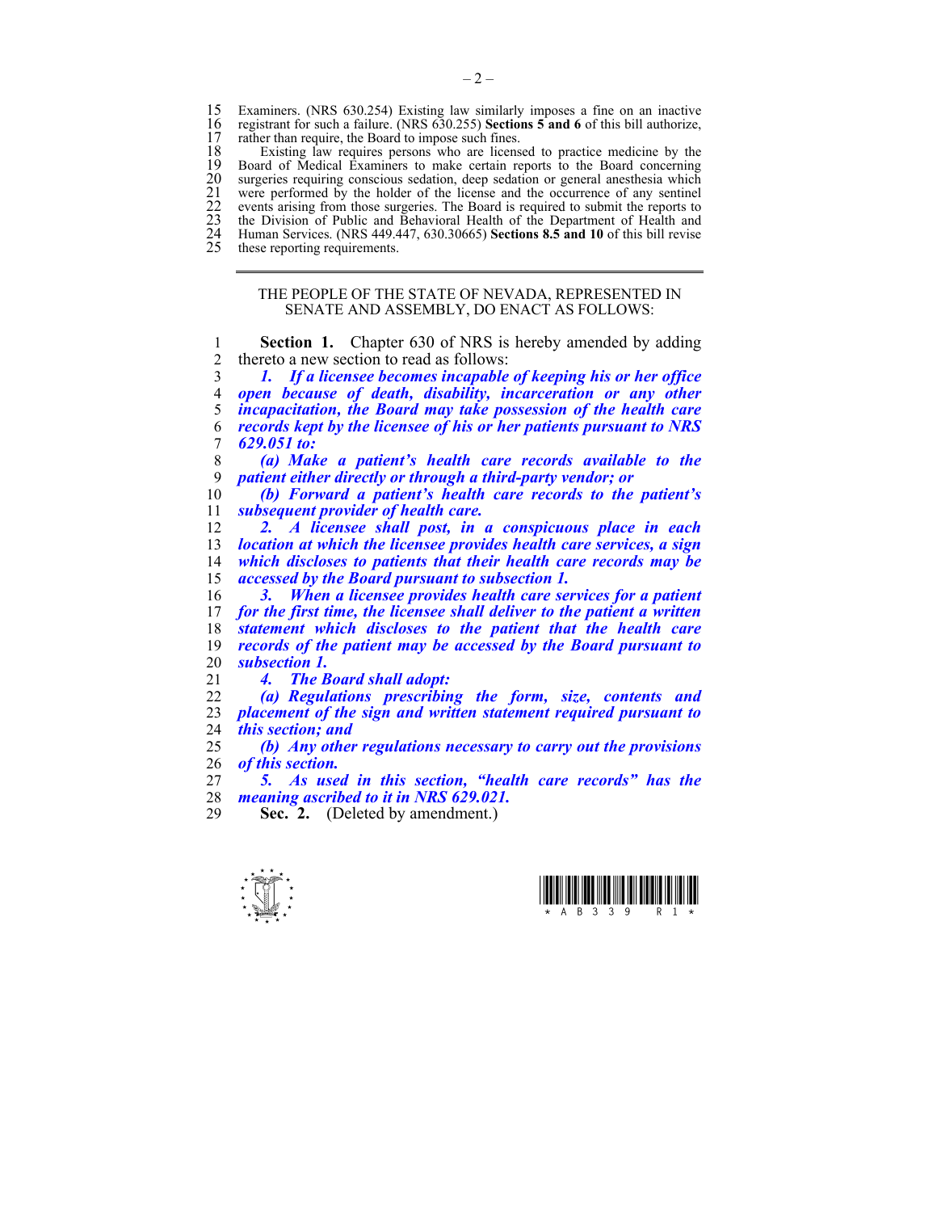Examiners. (NRS 630.254) Existing law similarly imposes a fine on an inactive registrant for such a failure. (NRS 630.255) **Sections 5 and 6** of this bill authorize, rather than require, the Board to impose such fines.

Existing law requires persons who are licensed to practice medicine by the Board of Medical Examiners to make certain reports to the Board concerning surgeries requiring conscious sedation, deep sedation or general anesthesia which were performed by the holder of the license and the occurrence of any sentinel events arising from those surgeries. The Board is required to submit the reports to the Division of Public and Behavioral Health of the Department of Health and Human Services. (NRS 449.447, 630.30665) **Sections 8.5 and 10** of this bill revise these reporting requirements.

---

THE PEOPLE OF THE STATE OF NEVADA, REPRESENTED IN SENATE AND ASSEMBLY, DO ENACT AS FOLLOWS:

**Section 1.** Chapter 630 of NRS is hereby amended by adding thereto a new section to read as follows:

***1. If a licensee becomes incapable of keeping his or her office open because of death, disability, incarceration or any other incapacitation, the Board may take possession of the health care records kept by the licensee of his or her patients pursuant to NRS 629.051 to:***

***(a) Make a patient's health care records available to the patient either directly or through a third-party vendor; or***

***(b) Forward a patient's health care records to the patient's subsequent provider of health care.***

***2. A licensee shall post, in a conspicuous place in each location at which the licensee provides health care services, a sign which discloses to patients that their health care records may be accessed by the Board pursuant to subsection 1.***

***3. When a licensee provides health care services for a patient for the first time, the licensee shall deliver to the patient a written statement which discloses to the patient that the health care records of the patient may be accessed by the Board pursuant to subsection 1.***

***4. The Board shall adopt:***

***(a) Regulations prescribing the form, size, contents and placement of the sign and written statement required pursuant to this section; and***

***(b) Any other regulations necessary to carry out the provisions of this section.***

***5. As used in this section, "health care records" has the meaning ascribed to it in NRS 629.021.***

**Sec. 2.** (Deleted by amendment.)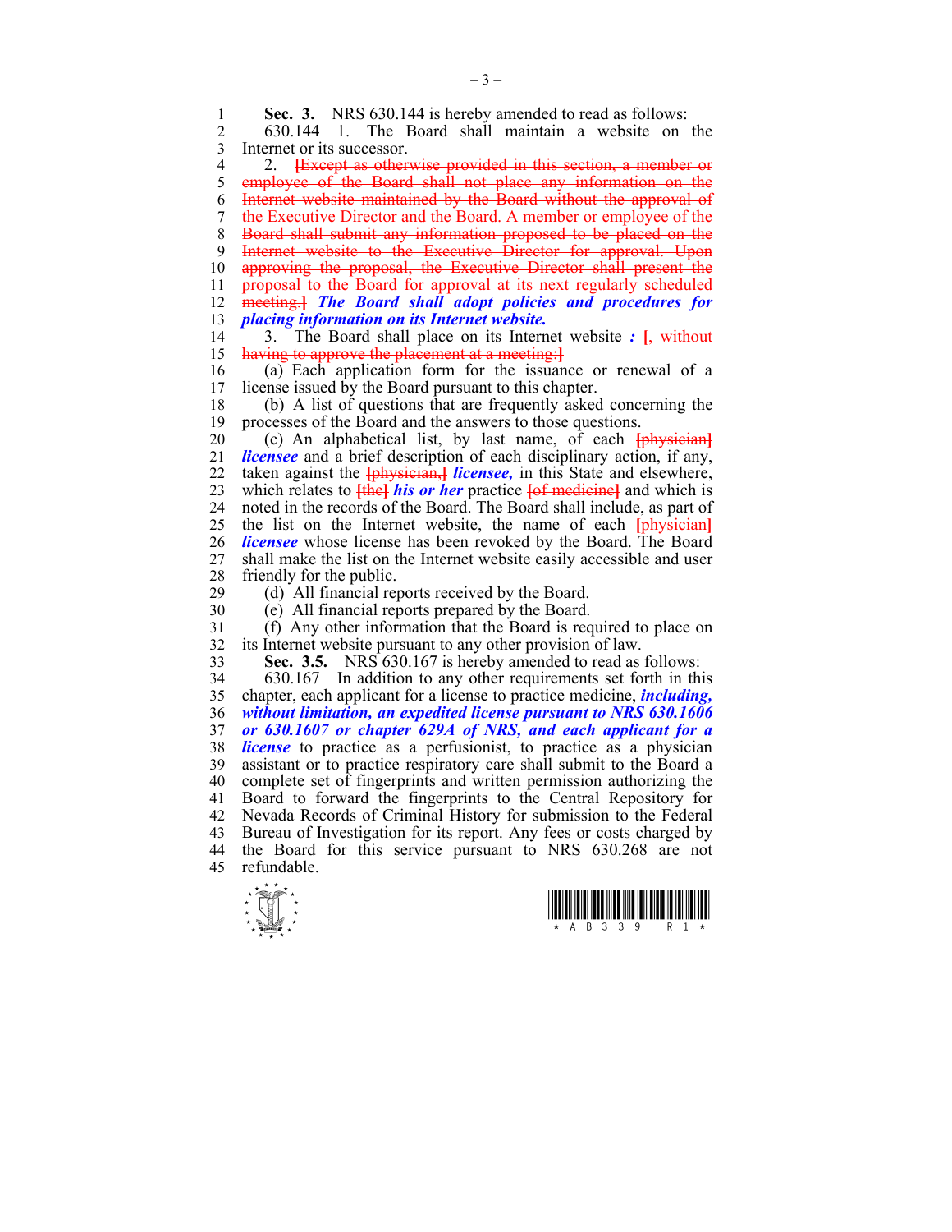**Sec. 3.** NRS 630.144 is hereby amended to read as follows:

630.144 1. The Board shall maintain a website on the Internet or its successor.

2. ~~[Except as otherwise provided in this section, a member or employee of the Board shall not place any information on the Internet website maintained by the Board without the approval of the Executive Director and the Board. A member or employee of the Board shall submit any information proposed to be placed on the Internet website to the Executive Director for approval. Upon approving the proposal, the Executive Director shall present the proposal to the Board for approval at its next regularly scheduled meeting.]~~ ***The Board shall adopt policies and procedures for placing information on its Internet website.***

3. The Board shall place on its Internet website ***:*** ~~[, without having to approve the placement at a meeting:]~~

(a) Each application form for the issuance or renewal of a license issued by the Board pursuant to this chapter.

(b) A list of questions that are frequently asked concerning the processes of the Board and the answers to those questions.

(c) An alphabetical list, by last name, of each ~~[physician]~~ ***licensee*** and a brief description of each disciplinary action, if any, taken against the ~~[physician,]~~ ***licensee,*** in this State and elsewhere, which relates to ~~[the]~~ ***his or her*** practice ~~[of medicine]~~ and which is noted in the records of the Board. The Board shall include, as part of the list on the Internet website, the name of each ~~[physician]~~ ***licensee*** whose license has been revoked by the Board. The Board shall make the list on the Internet website easily accessible and user friendly for the public.

(d) All financial reports received by the Board.

(e) All financial reports prepared by the Board.

(f) Any other information that the Board is required to place on its Internet website pursuant to any other provision of law.

**Sec. 3.5.** NRS 630.167 is hereby amended to read as follows:

630.167 In addition to any other requirements set forth in this chapter, each applicant for a license to practice medicine, ***including, without limitation, an expedited license pursuant to NRS 630.1606 or 630.1607 or chapter 629A of NRS, and each applicant for a license*** to practice as a perfusionist, to practice as a physician assistant or to practice respiratory care shall submit to the Board a complete set of fingerprints and written permission authorizing the Board to forward the fingerprints to the Central Repository for Nevada Records of Criminal History for submission to the Federal Bureau of Investigation for its report. Any fees or costs charged by the Board for this service pursuant to NRS 630.268 are not refundable.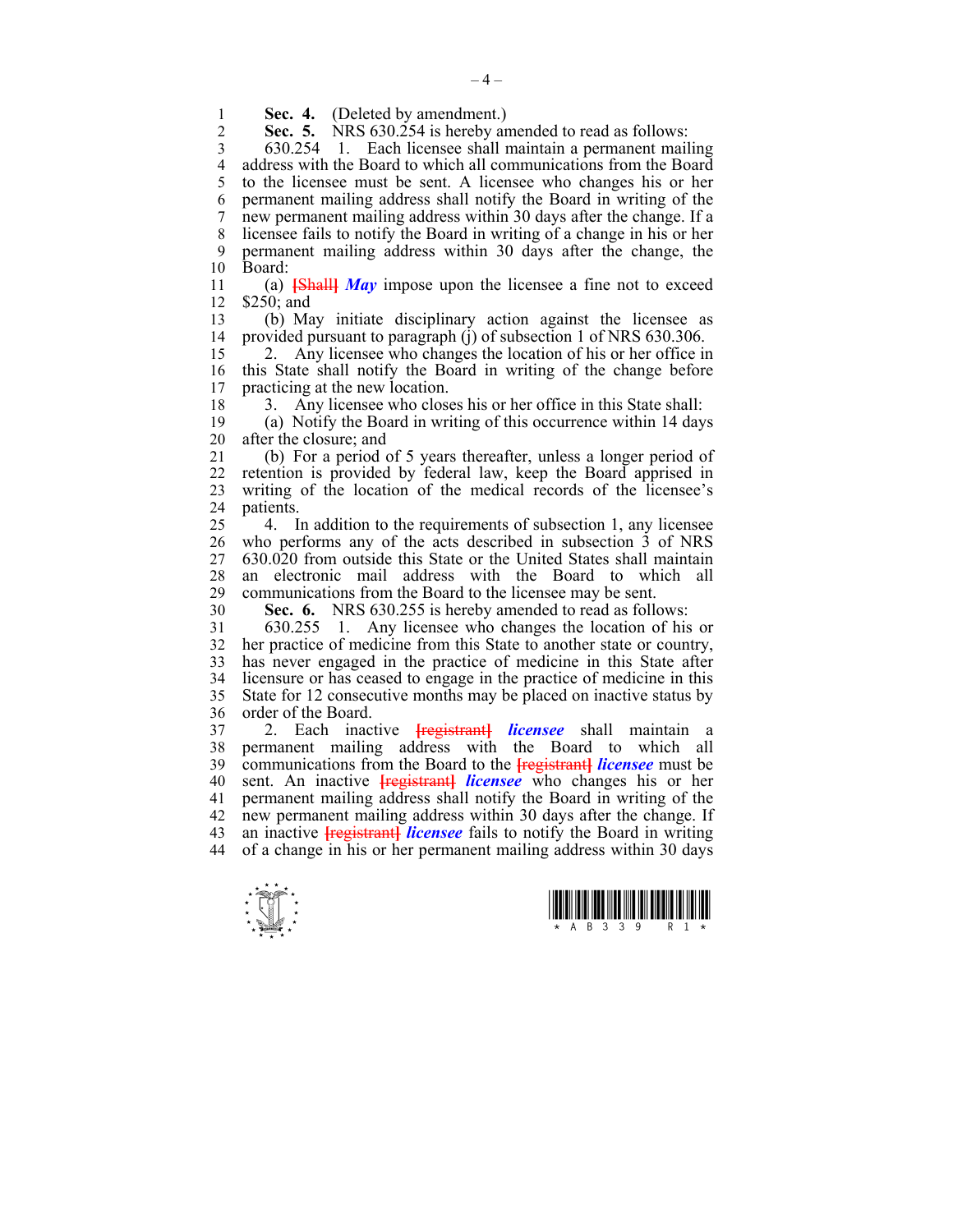**Sec. 4.** (Deleted by amendment.)

**Sec. 5.** NRS 630.254 is hereby amended to read as follows:

630.254 1. Each licensee shall maintain a permanent mailing address with the Board to which all communications from the Board to the licensee must be sent. A licensee who changes his or her permanent mailing address shall notify the Board in writing of the new permanent mailing address within 30 days after the change. If a licensee fails to notify the Board in writing of a change in his or her permanent mailing address within 30 days after the change, the Board:

(a) [Shall] ***May*** impose upon the licensee a fine not to exceed $250; and

(b) May initiate disciplinary action against the licensee as provided pursuant to paragraph (j) of subsection 1 of NRS 630.306.

2. Any licensee who changes the location of his or her office in this State shall notify the Board in writing of the change before practicing at the new location.

3. Any licensee who closes his or her office in this State shall:

(a) Notify the Board in writing of this occurrence within 14 days after the closure; and

(b) For a period of 5 years thereafter, unless a longer period of retention is provided by federal law, keep the Board apprised in writing of the location of the medical records of the licensee's patients.

4. In addition to the requirements of subsection 1, any licensee who performs any of the acts described in subsection 3 of NRS 630.020 from outside this State or the United States shall maintain an electronic mail address with the Board to which all communications from the Board to the licensee may be sent.

**Sec. 6.** NRS 630.255 is hereby amended to read as follows:

630.255 1. Any licensee who changes the location of his or her practice of medicine from this State to another state or country, has never engaged in the practice of medicine in this State after licensure or has ceased to engage in the practice of medicine in this State for 12 consecutive months may be placed on inactive status by order of the Board.

2. Each inactive [registrant] ***licensee*** shall maintain a permanent mailing address with the Board to which all communications from the Board to the [registrant] ***licensee*** must be sent. An inactive [registrant] ***licensee*** who changes his or her permanent mailing address shall notify the Board in writing of the new permanent mailing address within 30 days after the change. If an inactive [registrant] ***licensee*** fails to notify the Board in writing of a change in his or her permanent mailing address within 30 days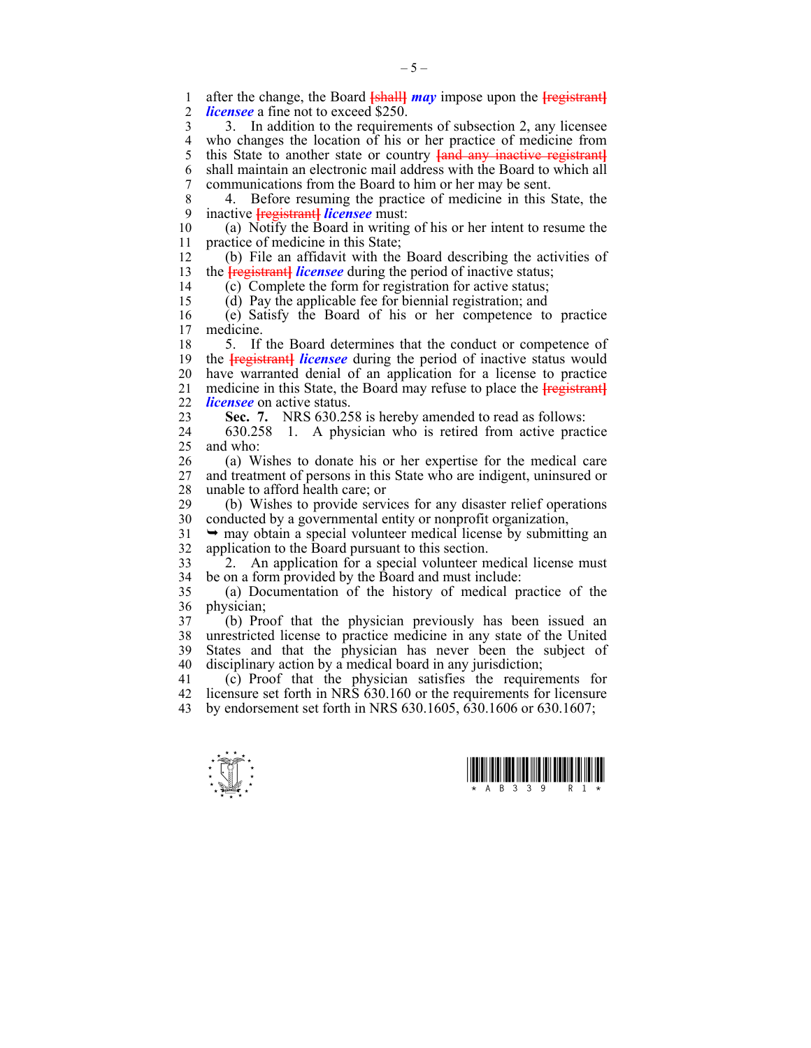after the change, the Board [shall] ***may*** impose upon the [registrant] ***licensee*** a fine not to exceed $250.

3. In addition to the requirements of subsection 2, any licensee who changes the location of his or her practice of medicine from this State to another state or country [and any inactive registrant] shall maintain an electronic mail address with the Board to which all communications from the Board to him or her may be sent.

4. Before resuming the practice of medicine in this State, the inactive [registrant] ***licensee*** must:

(a) Notify the Board in writing of his or her intent to resume the practice of medicine in this State;

(b) File an affidavit with the Board describing the activities of the [registrant] ***licensee*** during the period of inactive status;

(c) Complete the form for registration for active status;

(d) Pay the applicable fee for biennial registration; and

(e) Satisfy the Board of his or her competence to practice medicine.

5. If the Board determines that the conduct or competence of the [registrant] ***licensee*** during the period of inactive status would have warranted denial of an application for a license to practice medicine in this State, the Board may refuse to place the [registrant] ***licensee*** on active status.

**Sec. 7.** NRS 630.258 is hereby amended to read as follows:

630.258 1. A physician who is retired from active practice and who:

(a) Wishes to donate his or her expertise for the medical care and treatment of persons in this State who are indigent, uninsured or unable to afford health care; or

(b) Wishes to provide services for any disaster relief operations conducted by a governmental entity or nonprofit organization,

➥ may obtain a special volunteer medical license by submitting an application to the Board pursuant to this section.

2. An application for a special volunteer medical license must be on a form provided by the Board and must include:

(a) Documentation of the history of medical practice of the physician;

(b) Proof that the physician previously has been issued an unrestricted license to practice medicine in any state of the United States and that the physician has never been the subject of disciplinary action by a medical board in any jurisdiction;

(c) Proof that the physician satisfies the requirements for licensure set forth in NRS 630.160 or the requirements for licensure by endorsement set forth in NRS 630.1605, 630.1606 or 630.1607;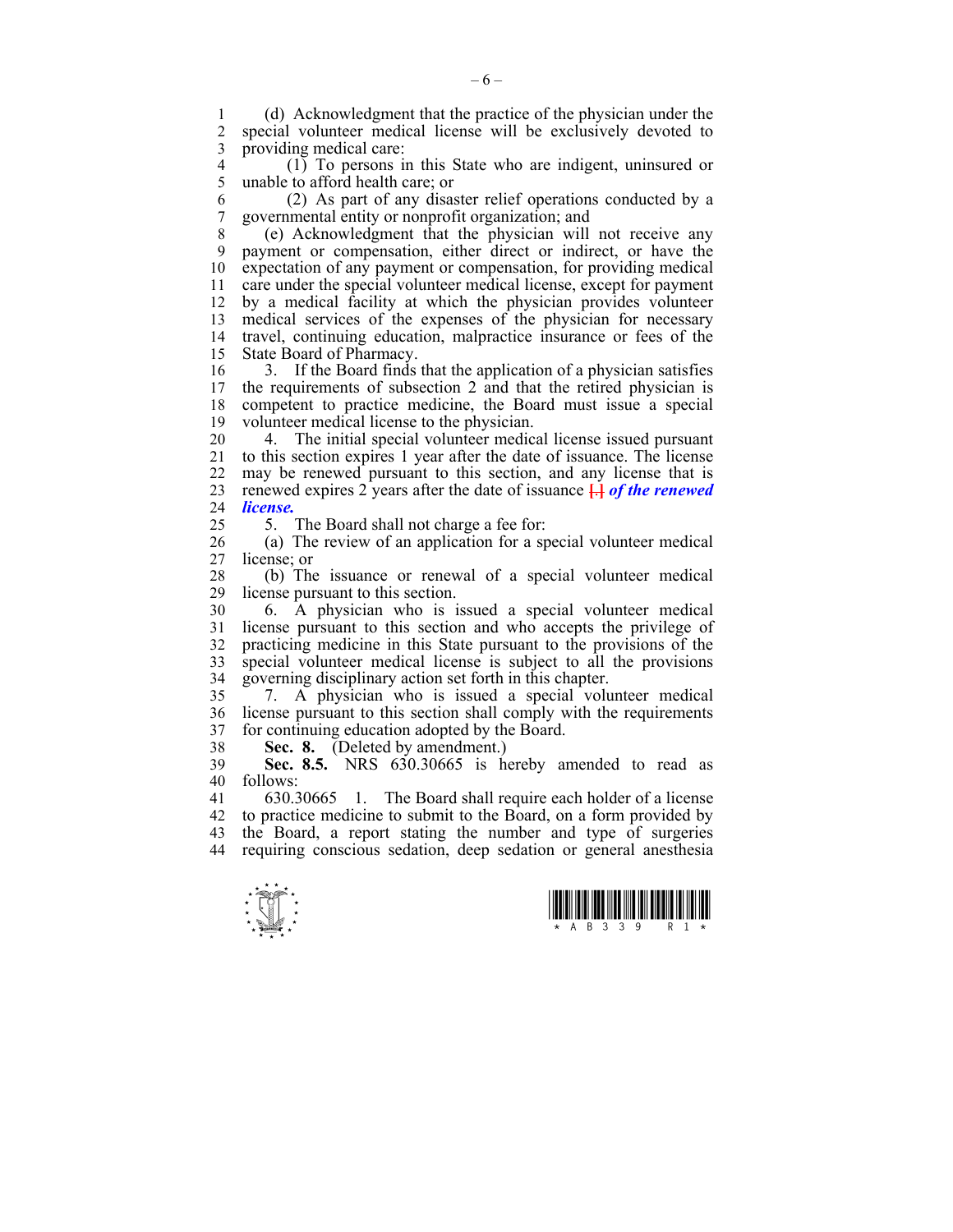(d) Acknowledgment that the practice of the physician under the special volunteer medical license will be exclusively devoted to providing medical care:

(1) To persons in this State who are indigent, uninsured or unable to afford health care; or

(2) As part of any disaster relief operations conducted by a governmental entity or nonprofit organization; and

(e) Acknowledgment that the physician will not receive any payment or compensation, either direct or indirect, or have the expectation of any payment or compensation, for providing medical care under the special volunteer medical license, except for payment by a medical facility at which the physician provides volunteer medical services of the expenses of the physician for necessary travel, continuing education, malpractice insurance or fees of the State Board of Pharmacy.

3. If the Board finds that the application of a physician satisfies the requirements of subsection 2 and that the retired physician is competent to practice medicine, the Board must issue a special volunteer medical license to the physician.

4. The initial special volunteer medical license issued pursuant to this section expires 1 year after the date of issuance. The license may be renewed pursuant to this section, and any license that is renewed expires 2 years after the date of issuance [.] ***of the renewed license.***

5. The Board shall not charge a fee for:

(a) The review of an application for a special volunteer medical license; or

(b) The issuance or renewal of a special volunteer medical license pursuant to this section.

6. A physician who is issued a special volunteer medical license pursuant to this section and who accepts the privilege of practicing medicine in this State pursuant to the provisions of the special volunteer medical license is subject to all the provisions governing disciplinary action set forth in this chapter.

7. A physician who is issued a special volunteer medical license pursuant to this section shall comply with the requirements for continuing education adopted by the Board.

**Sec. 8.** (Deleted by amendment.)

**Sec. 8.5.** NRS 630.30665 is hereby amended to read as follows:

630.30665 1. The Board shall require each holder of a license to practice medicine to submit to the Board, on a form provided by the Board, a report stating the number and type of surgeries requiring conscious sedation, deep sedation or general anesthesia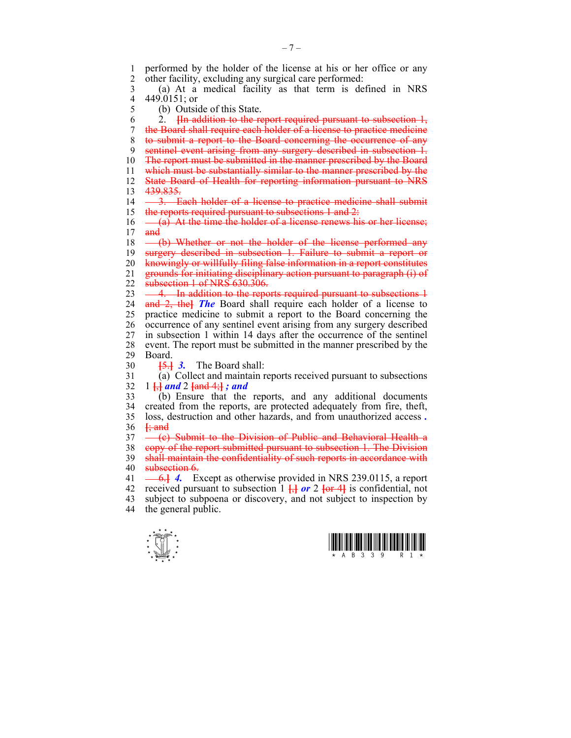performed by the holder of the license at his or her office or any other facility, excluding any surgical care performed:

(a) At a medical facility as that term is defined in NRS 449.0151; or

(b) Outside of this State.

2. ~~[In addition to the report required pursuant to subsection 1, the Board shall require each holder of a license to practice medicine to submit a report to the Board concerning the occurrence of any sentinel event arising from any surgery described in subsection 1. The report must be submitted in the manner prescribed by the Board which must be substantially similar to the manner prescribed by the State Board of Health for reporting information pursuant to NRS 439.835.~~

~~3. Each holder of a license to practice medicine shall submit the reports required pursuant to subsections 1 and 2:~~

~~(a) At the time the holder of a license renews his or her license; and~~

~~(b) Whether or not the holder of the license performed any surgery described in subsection 1. Failure to submit a report or knowingly or willfully filing false information in a report constitutes grounds for initiating disciplinary action pursuant to paragraph (i) of subsection 1 of NRS 630.306.~~

~~4. In addition to the reports required pursuant to subsections 1 and 2, the]~~ ***The*** Board shall require each holder of a license to practice medicine to submit a report to the Board concerning the occurrence of any sentinel event arising from any surgery described in subsection 1 within 14 days after the occurrence of the sentinel event. The report must be submitted in the manner prescribed by the Board.

~~[5.]~~ ***3.*** The Board shall:

(a) Collect and maintain reports received pursuant to subsections 1 ~~[,]~~ ***and*** 2 ~~[and 4;]~~ ***; and***

(b) Ensure that the reports, and any additional documents created from the reports, are protected adequately from fire, theft, loss, destruction and other hazards, and from unauthorized access ***.*** ~~[; and~~

~~(c) Submit to the Division of Public and Behavioral Health a copy of the report submitted pursuant to subsection 1. The Division shall maintain the confidentiality of such reports in accordance with subsection 6.~~

~~6.]~~ ***4.*** Except as otherwise provided in NRS 239.0115, a report received pursuant to subsection 1 ~~[,]~~ ***or*** 2 ~~[or 4]~~ is confidential, not subject to subpoena or discovery, and not subject to inspection by the general public.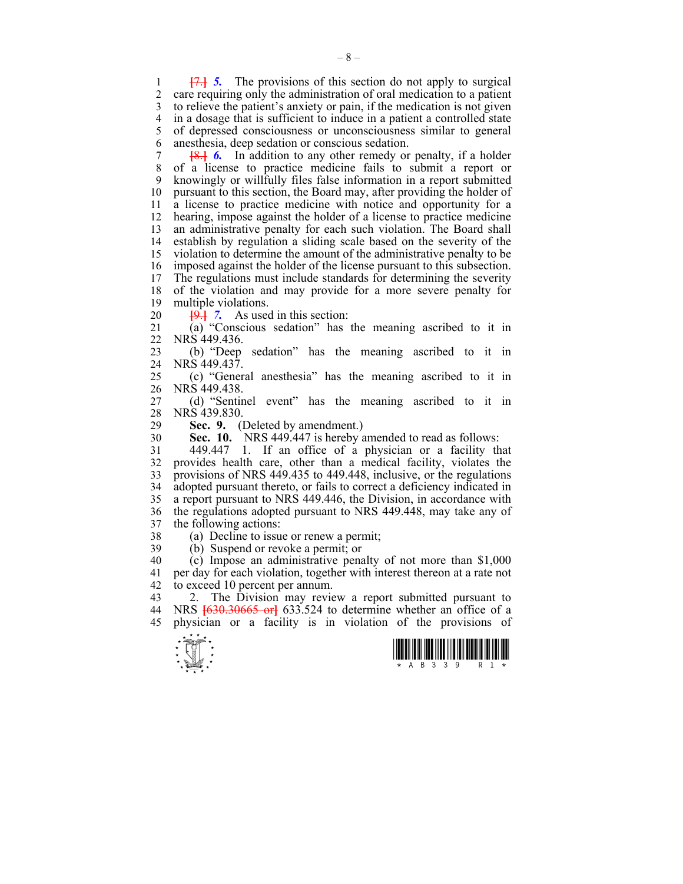[7.] *5.* The provisions of this section do not apply to surgical care requiring only the administration of oral medication to a patient to relieve the patient's anxiety or pain, if the medication is not given in a dosage that is sufficient to induce in a patient a controlled state of depressed consciousness or unconsciousness similar to general anesthesia, deep sedation or conscious sedation.

[8.] *6.* In addition to any other remedy or penalty, if a holder of a license to practice medicine fails to submit a report or knowingly or willfully files false information in a report submitted pursuant to this section, the Board may, after providing the holder of a license to practice medicine with notice and opportunity for a hearing, impose against the holder of a license to practice medicine an administrative penalty for each such violation. The Board shall establish by regulation a sliding scale based on the severity of the violation to determine the amount of the administrative penalty to be imposed against the holder of the license pursuant to this subsection. The regulations must include standards for determining the severity of the violation and may provide for a more severe penalty for multiple violations.

[9.] *7.* As used in this section:

(a) "Conscious sedation" has the meaning ascribed to it in NRS 449.436.

(b) "Deep sedation" has the meaning ascribed to it in NRS 449.437.

(c) "General anesthesia" has the meaning ascribed to it in NRS 449.438.

(d) "Sentinel event" has the meaning ascribed to it in NRS 439.830.

**Sec. 9.** (Deleted by amendment.)

**Sec. 10.** NRS 449.447 is hereby amended to read as follows:

449.447 1. If an office of a physician or a facility that provides health care, other than a medical facility, violates the provisions of NRS 449.435 to 449.448, inclusive, or the regulations adopted pursuant thereto, or fails to correct a deficiency indicated in a report pursuant to NRS 449.446, the Division, in accordance with the regulations adopted pursuant to NRS 449.448, may take any of the following actions:

(a) Decline to issue or renew a permit;

(b) Suspend or revoke a permit; or

(c) Impose an administrative penalty of not more than $1,000 per day for each violation, together with interest thereon at a rate not to exceed 10 percent per annum.

2. The Division may review a report submitted pursuant to NRS [630.30665 or] 633.524 to determine whether an office of a physician or a facility is in violation of the provisions of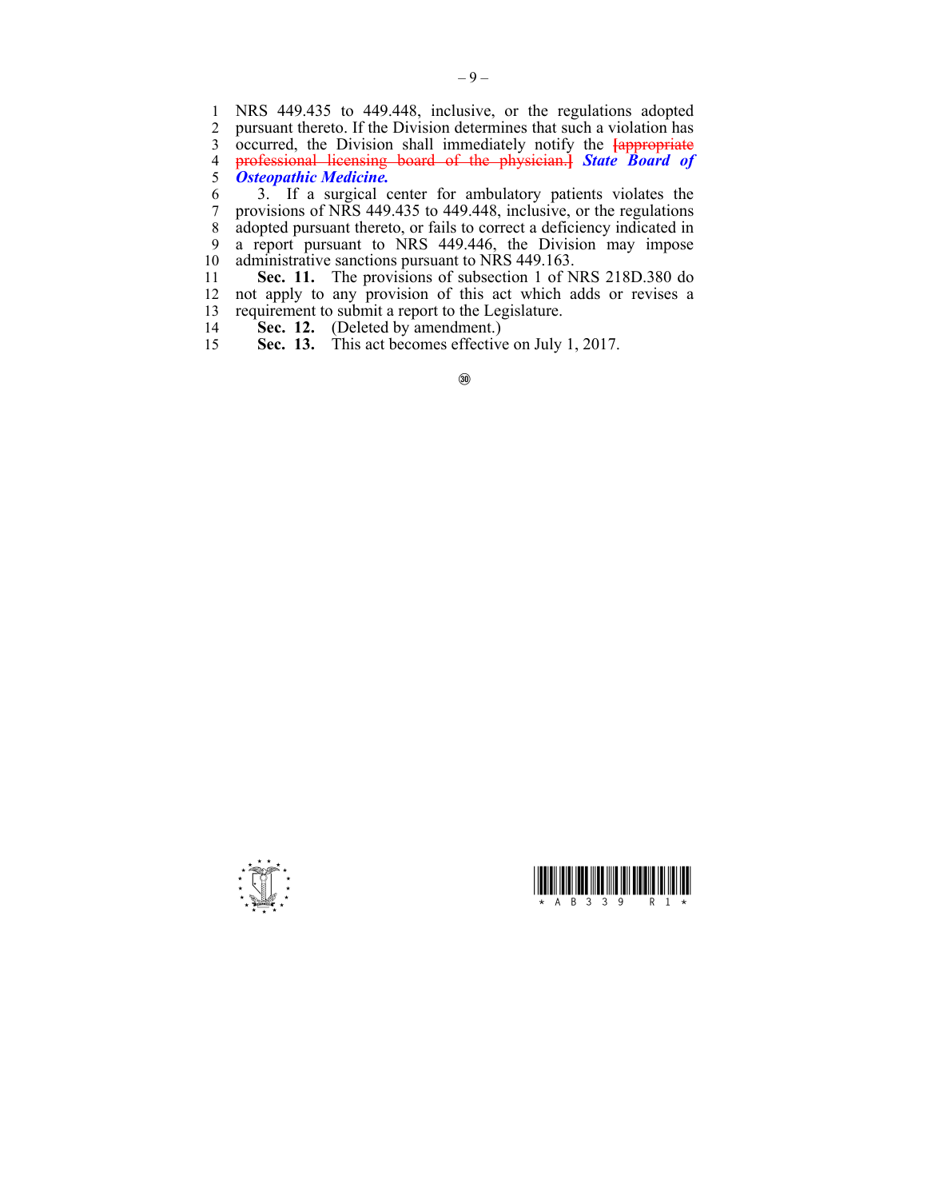NRS 449.435 to 449.448, inclusive, or the regulations adopted pursuant thereto. If the Division determines that such a violation has occurred, the Division shall immediately notify the [appropriate professional licensing board of the physician.] ***State Board of Osteopathic Medicine.***

3. If a surgical center for ambulatory patients violates the provisions of NRS 449.435 to 449.448, inclusive, or the regulations adopted pursuant thereto, or fails to correct a deficiency indicated in a report pursuant to NRS 449.446, the Division may impose administrative sanctions pursuant to NRS 449.163.

**Sec. 11.** The provisions of subsection 1 of NRS 218D.380 do not apply to any provision of this act which adds or revises a requirement to submit a report to the Legislature.

**Sec. 12.** (Deleted by amendment.)

**Sec. 13.** This act becomes effective on July 1, 2017.